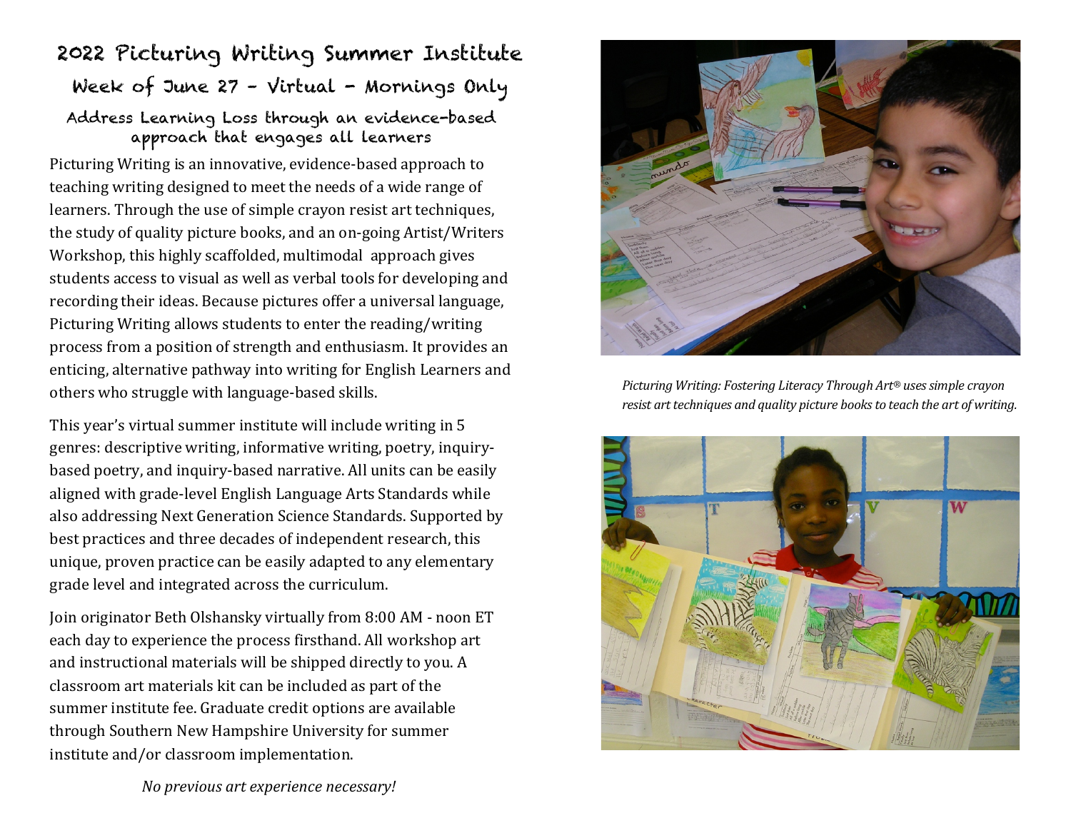# 2022 Picturing Writing Summer Institute

## Week of June 27 - Virtual - Mornings Only

### Address Learning Loss through an evidence-based approach that engages all learners

Picturing Writing is an innovative, evidence-based approach to teaching writing designed to meet the needs of a wide range of learners. Through the use of simple crayon resist art techniques, the study of quality picture books, and an on-going Artist/Writers Workshop, this highly scaffolded, multimodal approach gives students access to visual as well as verbal tools for developing and recording their ideas. Because pictures offer a universal language, Picturing Writing allows students to enter the reading/writing process from a position of strength and enthusiasm. It provides an enticing, alternative pathway into writing for English Learners and others who struggle with language-based skills.

This year's virtual summer institute will include writing in 5 genres: descriptive writing, informative writing, poetry, inquiry-based poetry, and inquiry-based narrative. All units can be easily aligned with grade-level English Language Arts Standards while also addressing Next Generation Science Standards. Supported by best practices and three decades of independent research, this unique, proven practice can be easily adapted to any elementary grade level and integrated across the curriculum.

Join originator Beth Olshansky virtually from 8:00 AM - noon ET each day to experience the process firsthand. All workshop art and instructional materials will be shipped directly to you. A classroom art materials kit can be included as part of the summer institute fee. Graduate credit options are available through Southern New Hampshire University for summer institute and/or classroom implementation.

*No previous art experience necessary!*

*Picturing Writing: Fostering Literacy Through Art® uses simple crayon resist art techniques and quality picture books to teach the art of writing.*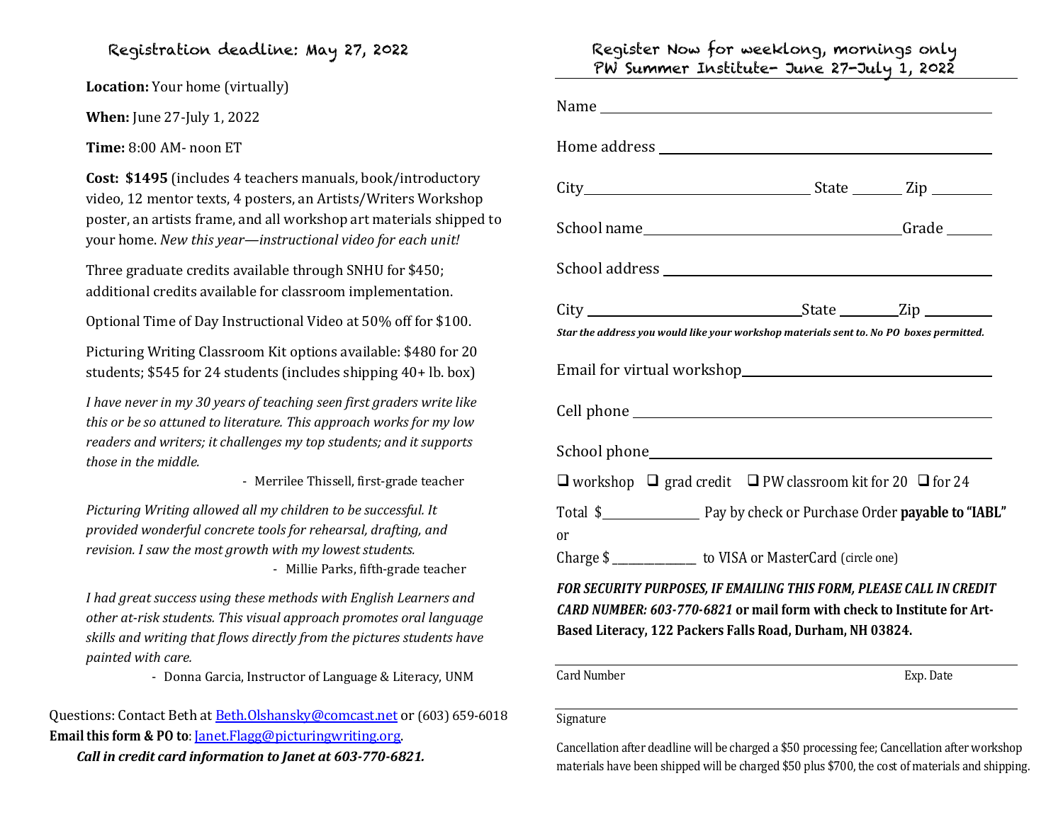## Registration deadline: May 27, 2022

**Location:** Your home (virtually)

**When:** June 27-July 1, 2022

**Time:** 8:00 AM- noon ET

**Cost: $1495** (includes 4 teachers manuals, book/introductory video, 12 mentor texts, 4 posters, an Artists/Writers Workshop poster, an artists frame, and all workshop art materials shipped to your home. *New this year—instructional video for each unit!*

Three graduate credits available through SNHU for $450; additional credits available for classroom implementation.

Optional Time of Day Instructional Video at 50% off for $100.

Picturing Writing Classroom Kit options available: $480 for 20 students; $545 for 24 students (includes shipping 40+ lb. box)

*I have never in my 30 years of teaching seen first graders write like this or be so attuned to literature. This approach works for my low readers and writers; it challenges my top students; and it supports those in the middle.*

- Merrilee Thissell, first-grade teacher

*Picturing Writing allowed all my children to be successful. It provided wonderful concrete tools for rehearsal, drafting, and revision. I saw the most growth with my lowest students.*

- Millie Parks, fifth-grade teacher

*I had great success using these methods with English Learners and other at-risk students. This visual approach promotes oral language skills and writing that flows directly from the pictures students have painted with care.*

- Donna Garcia, Instructor of Language & Literacy, UNM

Questions: Contact Beth at Beth.Olshansky@comcast.net or (603) 659-6018
**Email this form & PO to**: Janet.Flagg@picturingwriting.org.
***Call in credit card information to Janet at 603-770-6821.***

## Register Now for weeklong, mornings only PW Summer Institute- June 27-July 1, 2022

Name ______________________________

Home address ______________________________

City ______________ State ______ Zip ______

School name ______________________ Grade ______

School address ______________________________

City ______________ State ______ Zip ______

***Star the address you would like your workshop materials sent to. No PO boxes permitted.***

Email for virtual workshop ______________________

Cell phone ______________________________

School phone ______________________________

❑ workshop ❑ grad credit ❑ PW classroom kit for 20 ❑ for 24

Total $____________ Pay by check or Purchase Order **payable to "IABL"**
or
Charge $ ____________ to VISA or MasterCard (circle one)

***FOR SECURITY PURPOSES, IF EMAILING THIS FORM, PLEASE CALL IN CREDIT CARD NUMBER: 603-770-6821*** **or mail form with check to Institute for Art-Based Literacy, 122 Packers Falls Road, Durham, NH 03824.**

Card Number ______________________ Exp. Date ______

Signature ______________________________

Cancellation after deadline will be charged a $50 processing fee; Cancellation after workshop materials have been shipped will be charged $50 plus $700, the cost of materials and shipping.